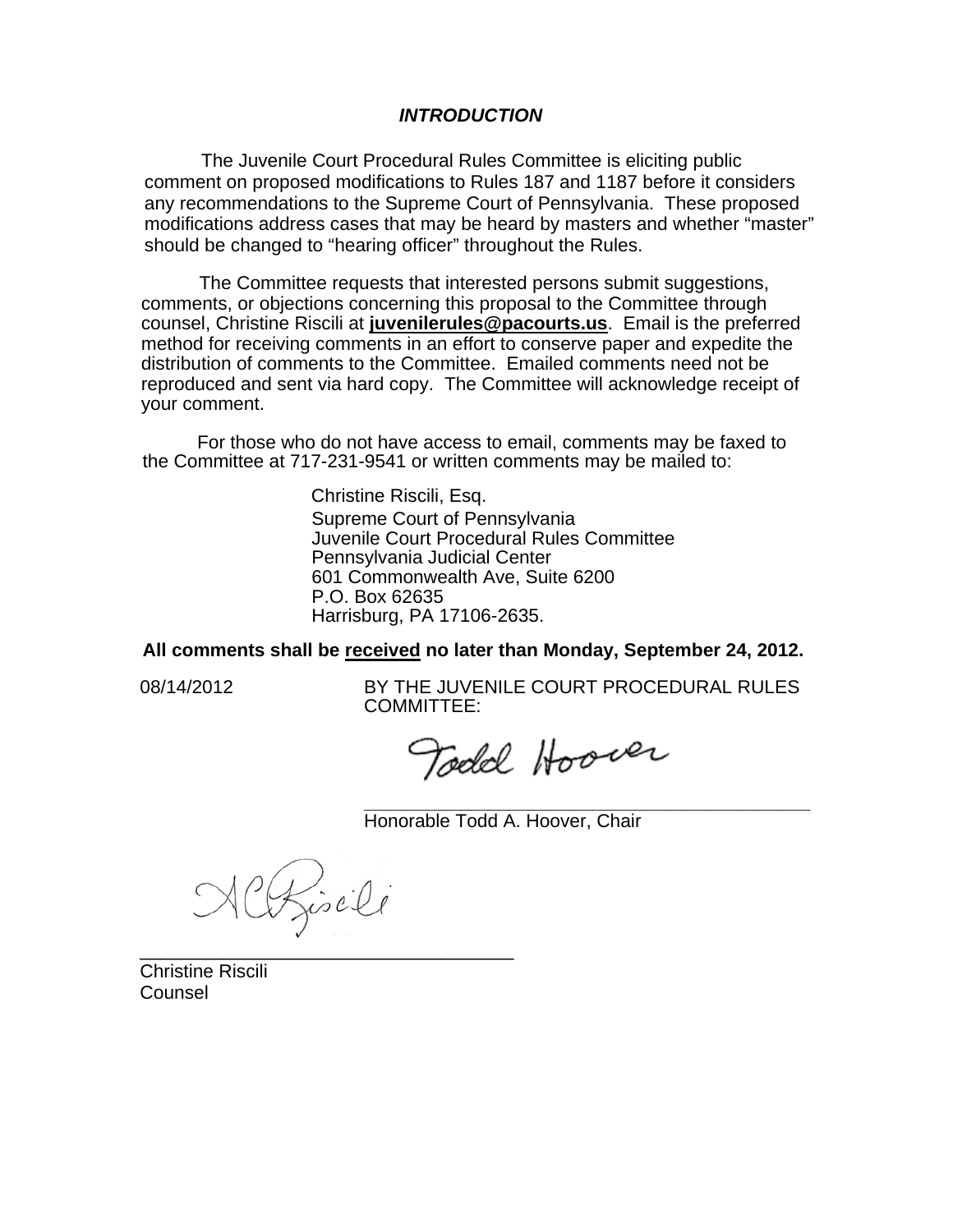***INTRODUCTION***

The Juvenile Court Procedural Rules Committee is eliciting public comment on proposed modifications to Rules 187 and 1187 before it considers any recommendations to the Supreme Court of Pennsylvania. These proposed modifications address cases that may be heard by masters and whether "master" should be changed to "hearing officer" throughout the Rules.

The Committee requests that interested persons submit suggestions, comments, or objections concerning this proposal to the Committee through counsel, Christine Riscili at **juvenilerules@pacourts.us**. Email is the preferred method for receiving comments in an effort to conserve paper and expedite the distribution of comments to the Committee. Emailed comments need not be reproduced and sent via hard copy. The Committee will acknowledge receipt of your comment.

For those who do not have access to email, comments may be faxed to the Committee at 717-231-9541 or written comments may be mailed to:

Christine Riscili, Esq.
Supreme Court of Pennsylvania
Juvenile Court Procedural Rules Committee
Pennsylvania Judicial Center
601 Commonwealth Ave, Suite 6200
P.O. Box 62635
Harrisburg, PA 17106-2635.

**All comments shall be received no later than Monday, September 24, 2012.**

08/14/2012

BY THE JUVENILE COURT PROCEDURAL RULES COMMITTEE:

Todd Hoover

Honorable Todd A. Hoover, Chair

ACRiscili

Christine Riscili
Counsel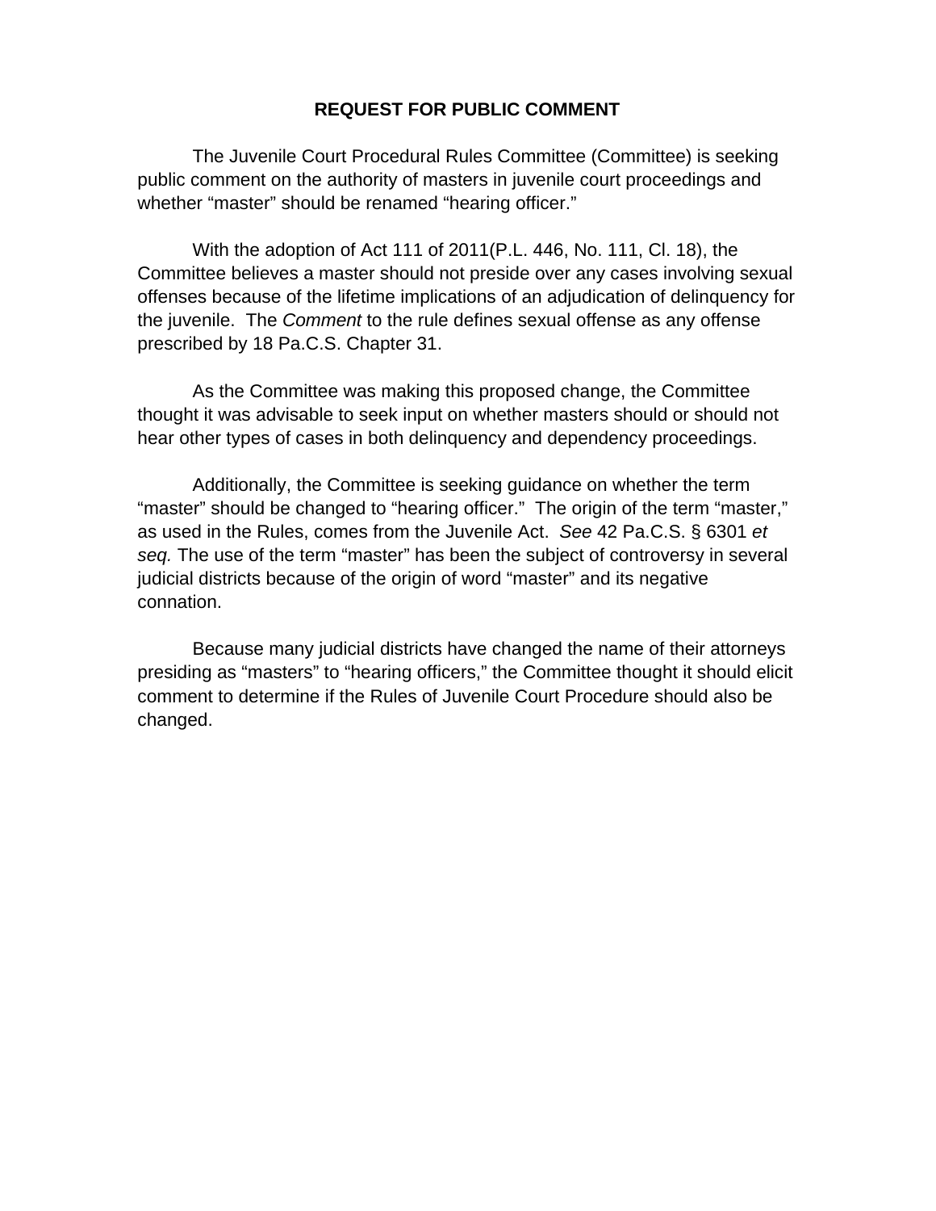**REQUEST FOR PUBLIC COMMENT**

The Juvenile Court Procedural Rules Committee (Committee) is seeking public comment on the authority of masters in juvenile court proceedings and whether "master" should be renamed "hearing officer."

With the adoption of Act 111 of 2011(P.L. 446, No. 111, Cl. 18), the Committee believes a master should not preside over any cases involving sexual offenses because of the lifetime implications of an adjudication of delinquency for the juvenile. The *Comment* to the rule defines sexual offense as any offense prescribed by 18 Pa.C.S. Chapter 31.

As the Committee was making this proposed change, the Committee thought it was advisable to seek input on whether masters should or should not hear other types of cases in both delinquency and dependency proceedings.

Additionally, the Committee is seeking guidance on whether the term "master" should be changed to "hearing officer." The origin of the term "master," as used in the Rules, comes from the Juvenile Act. *See* 42 Pa.C.S. § 6301 *et seq.* The use of the term "master" has been the subject of controversy in several judicial districts because of the origin of word "master" and its negative connation.

Because many judicial districts have changed the name of their attorneys presiding as "masters" to "hearing officers," the Committee thought it should elicit comment to determine if the Rules of Juvenile Court Procedure should also be changed.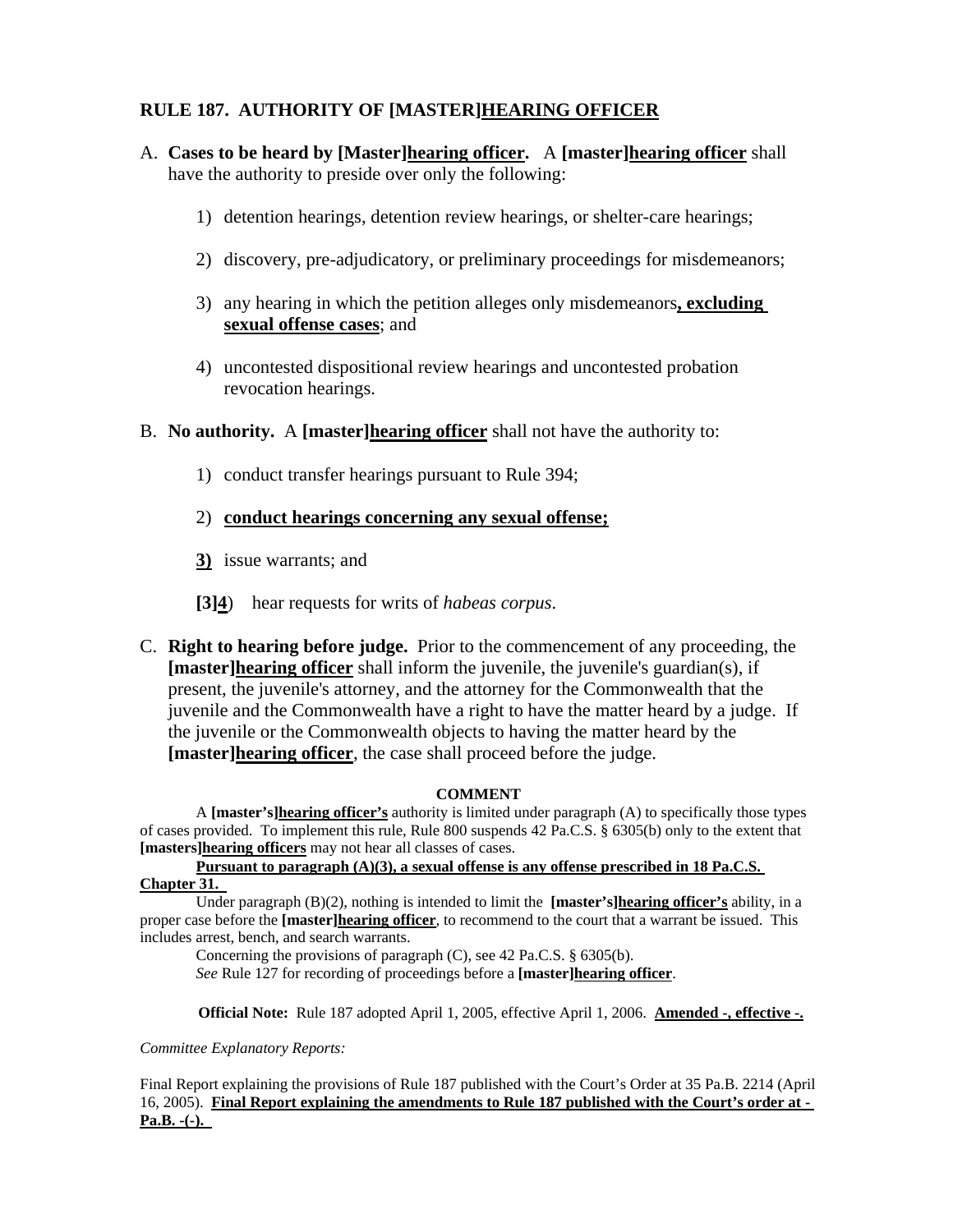## RULE 187. AUTHORITY OF [MASTER]<u>HEARING OFFICER</u>

A. **Cases to be heard by [Master]<u>hearing officer</u>.** A **[master]<u>hearing officer</u>** shall have the authority to preside over only the following:

   1) detention hearings, detention review hearings, or shelter-care hearings;

   2) discovery, pre-adjudicatory, or preliminary proceedings for misdemeanors;

   3) any hearing in which the petition alleges only misdemeanors**<u>, excluding sexual offense cases</u>**; and

   4) uncontested dispositional review hearings and uncontested probation revocation hearings.

B. **No authority.** A **[master]<u>hearing officer</u>** shall not have the authority to:

   1) conduct transfer hearings pursuant to Rule 394;

   2) **<u>conduct hearings concerning any sexual offense;</u>**

   **<u>3)</u>** issue warrants; and

   **[3]<u>4</u>**) hear requests for writs of *habeas corpus*.

C. **Right to hearing before judge.** Prior to the commencement of any proceeding, the **[master]<u>hearing officer</u>** shall inform the juvenile, the juvenile's guardian(s), if present, the juvenile's attorney, and the attorney for the Commonwealth that the juvenile and the Commonwealth have a right to have the matter heard by a judge. If the juvenile or the Commonwealth objects to having the matter heard by the **[master]<u>hearing officer</u>**, the case shall proceed before the judge.

**COMMENT**

A **[master's]<u>hearing officer's</u>** authority is limited under paragraph (A) to specifically those types of cases provided. To implement this rule, Rule 800 suspends 42 Pa.C.S. § 6305(b) only to the extent that **[masters]<u>hearing officers</u>** may not hear all classes of cases.

**<u>Pursuant to paragraph (A)(3), a sexual offense is any offense prescribed in 18 Pa.C.S. Chapter 31.</u>**

Under paragraph (B)(2), nothing is intended to limit the **[master's]<u>hearing officer's</u>** ability, in a proper case before the **[master]<u>hearing officer</u>**, to recommend to the court that a warrant be issued. This includes arrest, bench, and search warrants.

Concerning the provisions of paragraph (C), see 42 Pa.C.S. § 6305(b).

*See* Rule 127 for recording of proceedings before a **[master]<u>hearing officer</u>**.

**Official Note:** Rule 187 adopted April 1, 2005, effective April 1, 2006. **<u>Amended -, effective -.</u>**

*Committee Explanatory Reports:*

Final Report explaining the provisions of Rule 187 published with the Court's Order at 35 Pa.B. 2214 (April 16, 2005). **<u>Final Report explaining the amendments to Rule 187 published with the Court's order at - Pa.B. -(-).</u>**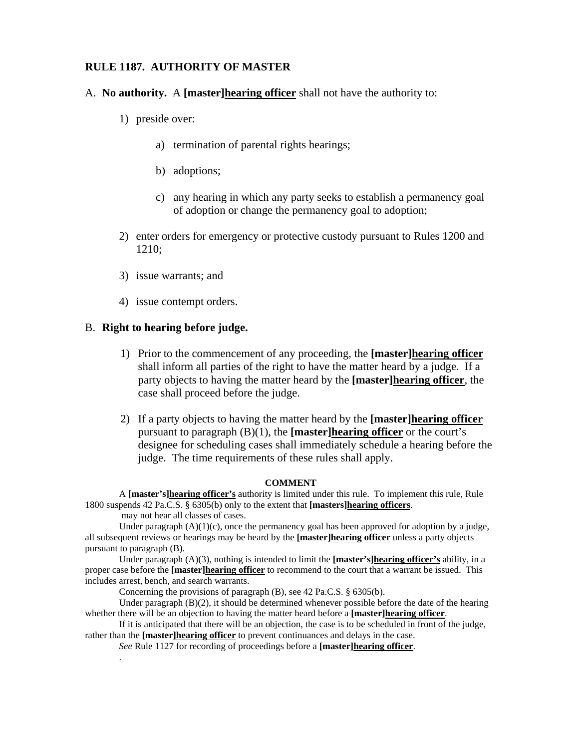**RULE 1187. AUTHORITY OF MASTER**

A. **No authority.** A **[master]<u>hearing officer</u>** shall not have the authority to:

1) preside over:

   a) termination of parental rights hearings;

   b) adoptions;

   c) any hearing in which any party seeks to establish a permanency goal of adoption or change the permanency goal to adoption;

2) enter orders for emergency or protective custody pursuant to Rules 1200 and 1210;

3) issue warrants; and

4) issue contempt orders.

B. **Right to hearing before judge.**

1) Prior to the commencement of any proceeding, the **[master]<u>hearing officer</u>** shall inform all parties of the right to have the matter heard by a judge. If a party objects to having the matter heard by the **[master]<u>hearing officer</u>**, the case shall proceed before the judge.

2) If a party objects to having the matter heard by the **[master]<u>hearing officer</u>** pursuant to paragraph (B)(1), the **[master]<u>hearing officer</u>** or the court's designee for scheduling cases shall immediately schedule a hearing before the judge. The time requirements of these rules shall apply.

**COMMENT**

A **[master's]<u>hearing officer's</u>** authority is limited under this rule. To implement this rule, Rule 1800 suspends 42 Pa.C.S. § 6305(b) only to the extent that **[masters]<u>hearing officers</u>**. may not hear all classes of cases.

Under paragraph (A)(1)(c), once the permanency goal has been approved for adoption by a judge, all subsequent reviews or hearings may be heard by the **[master]<u>hearing officer</u>** unless a party objects pursuant to paragraph (B).

Under paragraph (A)(3), nothing is intended to limit the **[master's]<u>hearing officer's</u>** ability, in a proper case before the **[master]<u>hearing officer</u>** to recommend to the court that a warrant be issued. This includes arrest, bench, and search warrants.

Concerning the provisions of paragraph (B), see 42 Pa.C.S. § 6305(b).

Under paragraph (B)(2), it should be determined whenever possible before the date of the hearing whether there will be an objection to having the matter heard before a **[master]<u>hearing officer</u>**.

If it is anticipated that there will be an objection, the case is to be scheduled in front of the judge, rather than the **[master]<u>hearing officer</u>** to prevent continuances and delays in the case.

*See* Rule 1127 for recording of proceedings before a **[master]<u>hearing officer</u>**.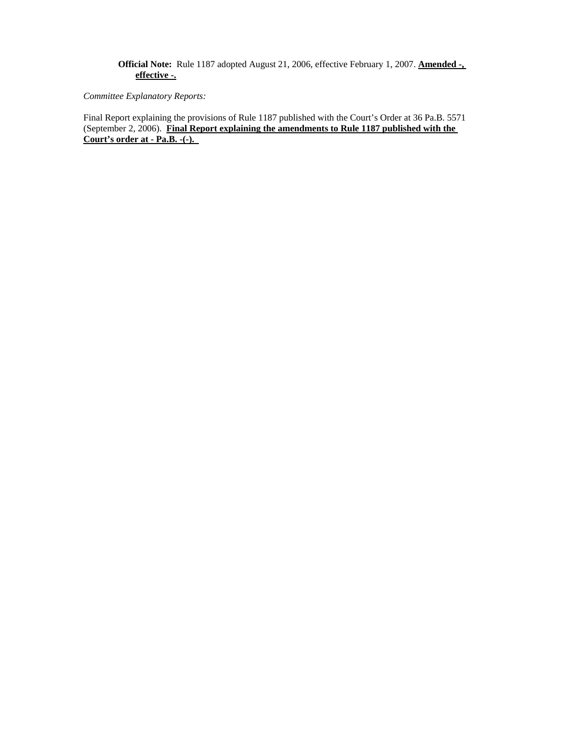**Official Note:** Rule 1187 adopted August 21, 2006, effective February 1, 2007. **Amended -, effective -.**

*Committee Explanatory Reports:*

Final Report explaining the provisions of Rule 1187 published with the Court's Order at 36 Pa.B. 5571 (September 2, 2006). **Final Report explaining the amendments to Rule 1187 published with the Court's order at - Pa.B. -(-).**